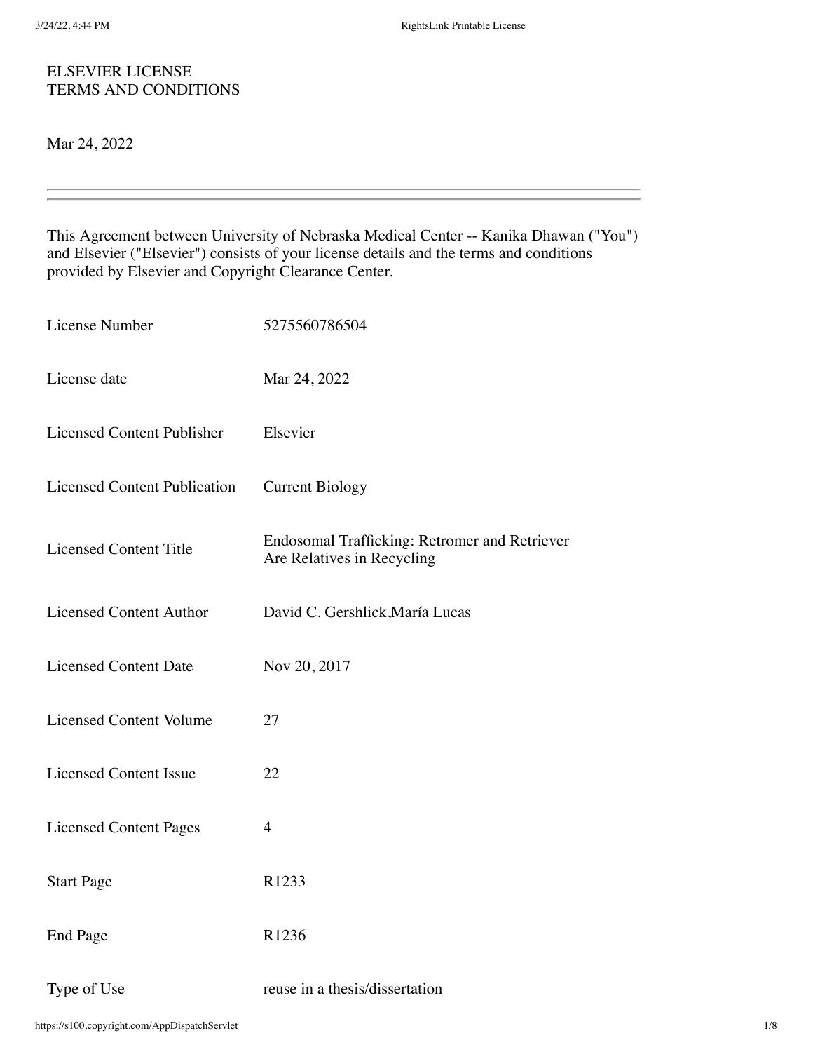ELSEVIER LICENSE
TERMS AND CONDITIONS

Mar 24, 2022

---

This Agreement between University of Nebraska Medical Center -- Kanika Dhawan ("You") and Elsevier ("Elsevier") consists of your license details and the terms and conditions provided by Elsevier and Copyright Clearance Center.

| | |
|---|---|
| License Number | 5275560786504 |
| License date | Mar 24, 2022 |
| Licensed Content Publisher | Elsevier |
| Licensed Content Publication | Current Biology |
| Licensed Content Title | Endosomal Trafficking: Retromer and Retriever Are Relatives in Recycling |
| Licensed Content Author | David C. Gershlick,María Lucas |
| Licensed Content Date | Nov 20, 2017 |
| Licensed Content Volume | 27 |
| Licensed Content Issue | 22 |
| Licensed Content Pages | 4 |
| Start Page | R1233 |
| End Page | R1236 |
| Type of Use | reuse in a thesis/dissertation |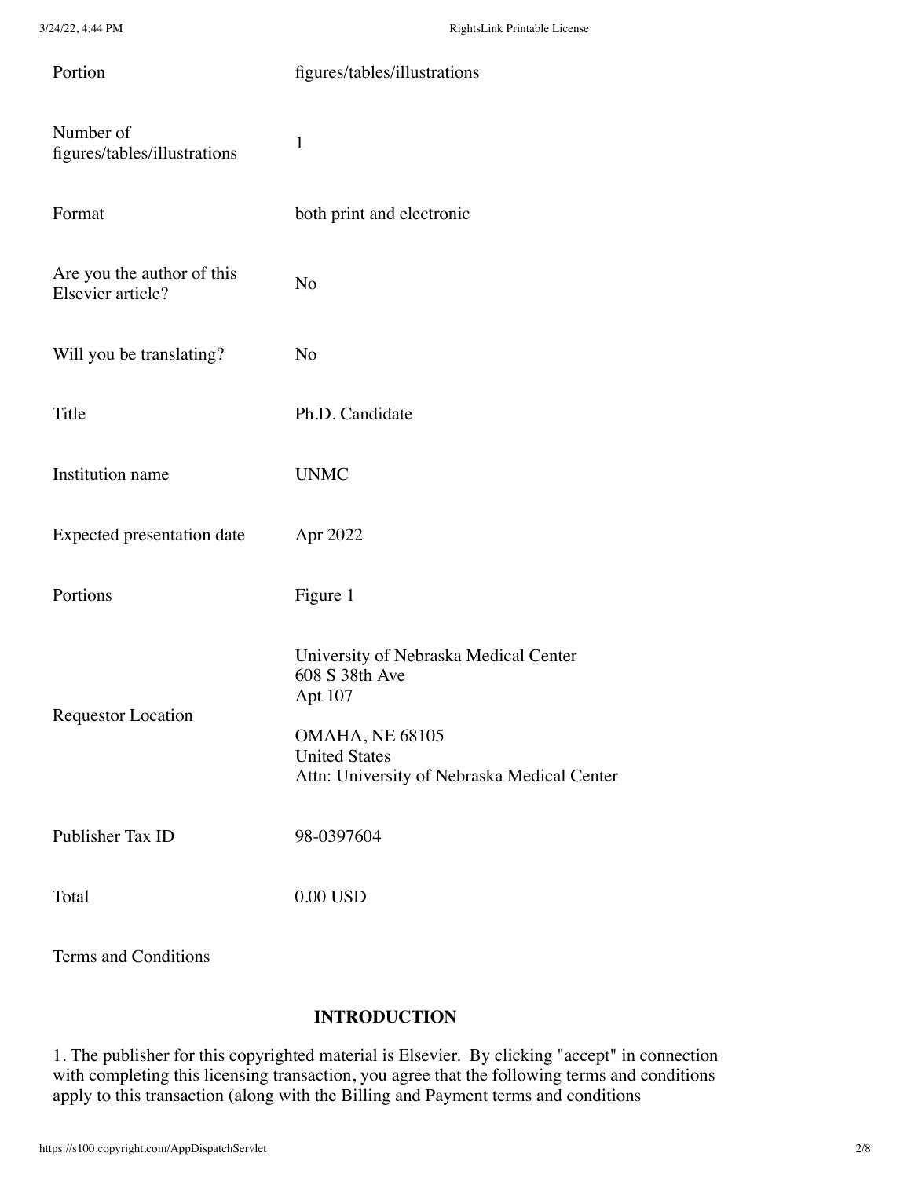| | |
|---|---|
| Portion | figures/tables/illustrations |
| Number of figures/tables/illustrations | 1 |
| Format | both print and electronic |
| Are you the author of this Elsevier article? | No |
| Will you be translating? | No |
| Title | Ph.D. Candidate |
| Institution name | UNMC |
| Expected presentation date | Apr 2022 |
| Portions | Figure 1 |
| Requestor Location | University of Nebraska Medical Center<br>608 S 38th Ave<br>Apt 107<br><br>OMAHA, NE 68105<br>United States<br>Attn: University of Nebraska Medical Center |
| Publisher Tax ID | 98-0397604 |
| Total | 0.00 USD |

Terms and Conditions

**INTRODUCTION**

1. The publisher for this copyrighted material is Elsevier. By clicking "accept" in connection with completing this licensing transaction, you agree that the following terms and conditions apply to this transaction (along with the Billing and Payment terms and conditions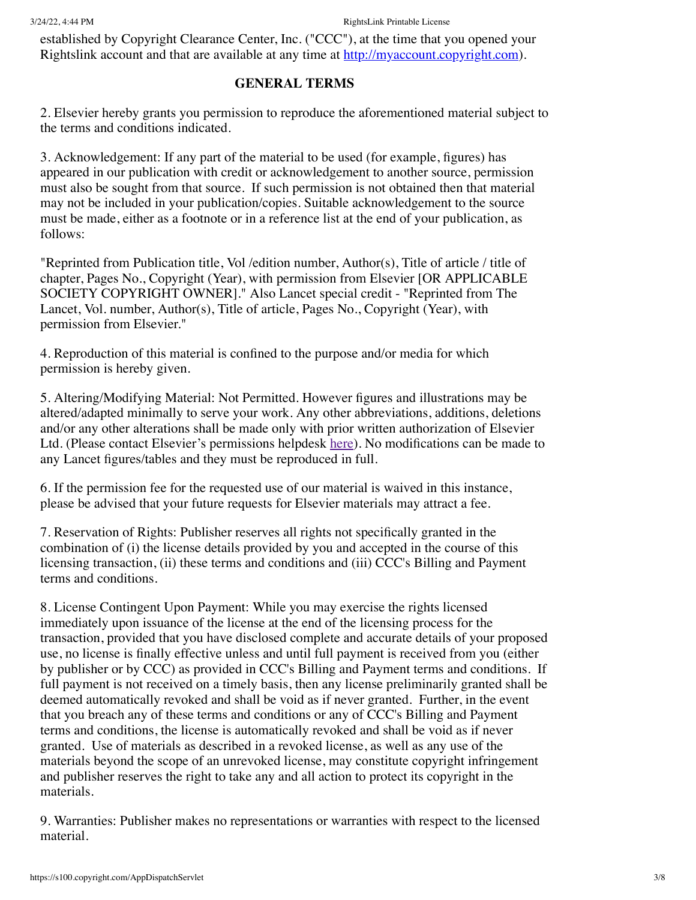established by Copyright Clearance Center, Inc. ("CCC"), at the time that you opened your Rightslink account and that are available at any time at [http://myaccount.copyright.com](http://myaccount.copyright.com)).

## GENERAL TERMS

2. Elsevier hereby grants you permission to reproduce the aforementioned material subject to the terms and conditions indicated.

3. Acknowledgement: If any part of the material to be used (for example, figures) has appeared in our publication with credit or acknowledgement to another source, permission must also be sought from that source. If such permission is not obtained then that material may not be included in your publication/copies. Suitable acknowledgement to the source must be made, either as a footnote or in a reference list at the end of your publication, as follows:

"Reprinted from Publication title, Vol /edition number, Author(s), Title of article / title of chapter, Pages No., Copyright (Year), with permission from Elsevier [OR APPLICABLE SOCIETY COPYRIGHT OWNER]." Also Lancet special credit - "Reprinted from The Lancet, Vol. number, Author(s), Title of article, Pages No., Copyright (Year), with permission from Elsevier."

4. Reproduction of this material is confined to the purpose and/or media for which permission is hereby given.

5. Altering/Modifying Material: Not Permitted. However figures and illustrations may be altered/adapted minimally to serve your work. Any other abbreviations, additions, deletions and/or any other alterations shall be made only with prior written authorization of Elsevier Ltd. (Please contact Elsevier's permissions helpdesk here). No modifications can be made to any Lancet figures/tables and they must be reproduced in full.

6. If the permission fee for the requested use of our material is waived in this instance, please be advised that your future requests for Elsevier materials may attract a fee.

7. Reservation of Rights: Publisher reserves all rights not specifically granted in the combination of (i) the license details provided by you and accepted in the course of this licensing transaction, (ii) these terms and conditions and (iii) CCC's Billing and Payment terms and conditions.

8. License Contingent Upon Payment: While you may exercise the rights licensed immediately upon issuance of the license at the end of the licensing process for the transaction, provided that you have disclosed complete and accurate details of your proposed use, no license is finally effective unless and until full payment is received from you (either by publisher or by CCC) as provided in CCC's Billing and Payment terms and conditions. If full payment is not received on a timely basis, then any license preliminarily granted shall be deemed automatically revoked and shall be void as if never granted. Further, in the event that you breach any of these terms and conditions or any of CCC's Billing and Payment terms and conditions, the license is automatically revoked and shall be void as if never granted. Use of materials as described in a revoked license, as well as any use of the materials beyond the scope of an unrevoked license, may constitute copyright infringement and publisher reserves the right to take any and all action to protect its copyright in the materials.

9. Warranties: Publisher makes no representations or warranties with respect to the licensed material.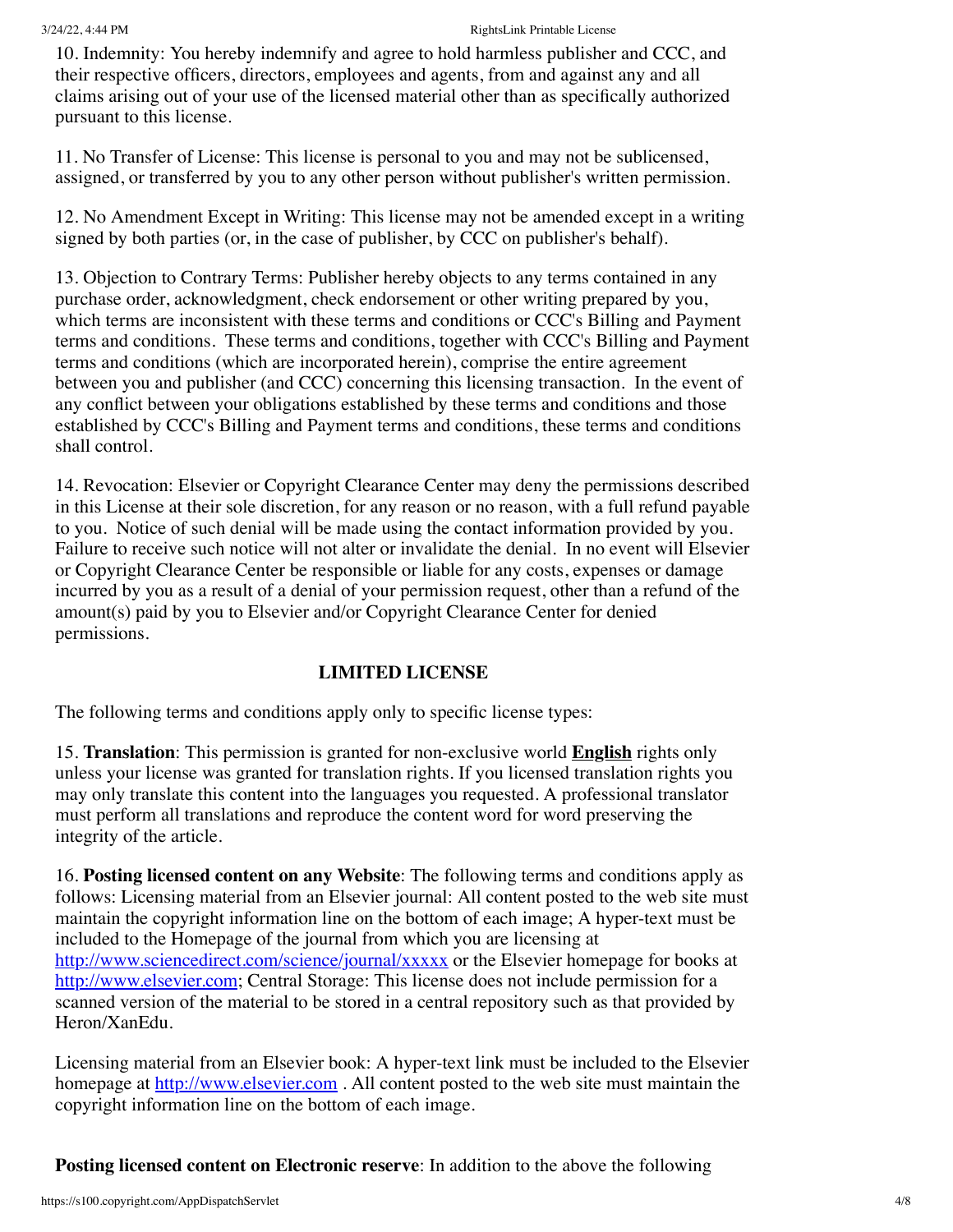10. Indemnity: You hereby indemnify and agree to hold harmless publisher and CCC, and their respective officers, directors, employees and agents, from and against any and all claims arising out of your use of the licensed material other than as specifically authorized pursuant to this license.

11. No Transfer of License: This license is personal to you and may not be sublicensed, assigned, or transferred by you to any other person without publisher's written permission.

12. No Amendment Except in Writing: This license may not be amended except in a writing signed by both parties (or, in the case of publisher, by CCC on publisher's behalf).

13. Objection to Contrary Terms: Publisher hereby objects to any terms contained in any purchase order, acknowledgment, check endorsement or other writing prepared by you, which terms are inconsistent with these terms and conditions or CCC's Billing and Payment terms and conditions. These terms and conditions, together with CCC's Billing and Payment terms and conditions (which are incorporated herein), comprise the entire agreement between you and publisher (and CCC) concerning this licensing transaction. In the event of any conflict between your obligations established by these terms and conditions and those established by CCC's Billing and Payment terms and conditions, these terms and conditions shall control.

14. Revocation: Elsevier or Copyright Clearance Center may deny the permissions described in this License at their sole discretion, for any reason or no reason, with a full refund payable to you. Notice of such denial will be made using the contact information provided by you. Failure to receive such notice will not alter or invalidate the denial. In no event will Elsevier or Copyright Clearance Center be responsible or liable for any costs, expenses or damage incurred by you as a result of a denial of your permission request, other than a refund of the amount(s) paid by you to Elsevier and/or Copyright Clearance Center for denied permissions.

**LIMITED LICENSE**

The following terms and conditions apply only to specific license types:

15. **Translation**: This permission is granted for non-exclusive world **English** rights only unless your license was granted for translation rights. If you licensed translation rights you may only translate this content into the languages you requested. A professional translator must perform all translations and reproduce the content word for word preserving the integrity of the article.

16. **Posting licensed content on any Website**: The following terms and conditions apply as follows: Licensing material from an Elsevier journal: All content posted to the web site must maintain the copyright information line on the bottom of each image; A hyper-text must be included to the Homepage of the journal from which you are licensing at http://www.sciencedirect.com/science/journal/xxxxx or the Elsevier homepage for books at http://www.elsevier.com; Central Storage: This license does not include permission for a scanned version of the material to be stored in a central repository such as that provided by Heron/XanEdu.

Licensing material from an Elsevier book: A hyper-text link must be included to the Elsevier homepage at http://www.elsevier.com . All content posted to the web site must maintain the copyright information line on the bottom of each image.

**Posting licensed content on Electronic reserve**: In addition to the above the following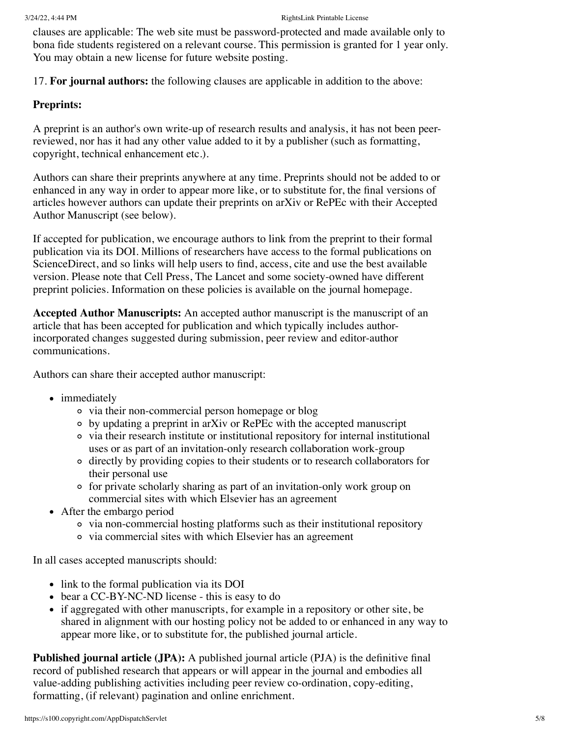clauses are applicable: The web site must be password-protected and made available only to bona fide students registered on a relevant course. This permission is granted for 1 year only. You may obtain a new license for future website posting.

17. **For journal authors:** the following clauses are applicable in addition to the above:

**Preprints:**

A preprint is an author's own write-up of research results and analysis, it has not been peer-reviewed, nor has it had any other value added to it by a publisher (such as formatting, copyright, technical enhancement etc.).

Authors can share their preprints anywhere at any time. Preprints should not be added to or enhanced in any way in order to appear more like, or to substitute for, the final versions of articles however authors can update their preprints on arXiv or RePEc with their Accepted Author Manuscript (see below).

If accepted for publication, we encourage authors to link from the preprint to their formal publication via its DOI. Millions of researchers have access to the formal publications on ScienceDirect, and so links will help users to find, access, cite and use the best available version. Please note that Cell Press, The Lancet and some society-owned have different preprint policies. Information on these policies is available on the journal homepage.

**Accepted Author Manuscripts:** An accepted author manuscript is the manuscript of an article that has been accepted for publication and which typically includes author-incorporated changes suggested during submission, peer review and editor-author communications.

Authors can share their accepted author manuscript:

- immediately
  - via their non-commercial person homepage or blog
  - by updating a preprint in arXiv or RePEc with the accepted manuscript
  - via their research institute or institutional repository for internal institutional uses or as part of an invitation-only research collaboration work-group
  - directly by providing copies to their students or to research collaborators for their personal use
  - for private scholarly sharing as part of an invitation-only work group on commercial sites with which Elsevier has an agreement
- After the embargo period
  - via non-commercial hosting platforms such as their institutional repository
  - via commercial sites with which Elsevier has an agreement

In all cases accepted manuscripts should:

- link to the formal publication via its DOI
- bear a CC-BY-NC-ND license - this is easy to do
- if aggregated with other manuscripts, for example in a repository or other site, be shared in alignment with our hosting policy not be added to or enhanced in any way to appear more like, or to substitute for, the published journal article.

**Published journal article (JPA):** A published journal article (PJA) is the definitive final record of published research that appears or will appear in the journal and embodies all value-adding publishing activities including peer review co-ordination, copy-editing, formatting, (if relevant) pagination and online enrichment.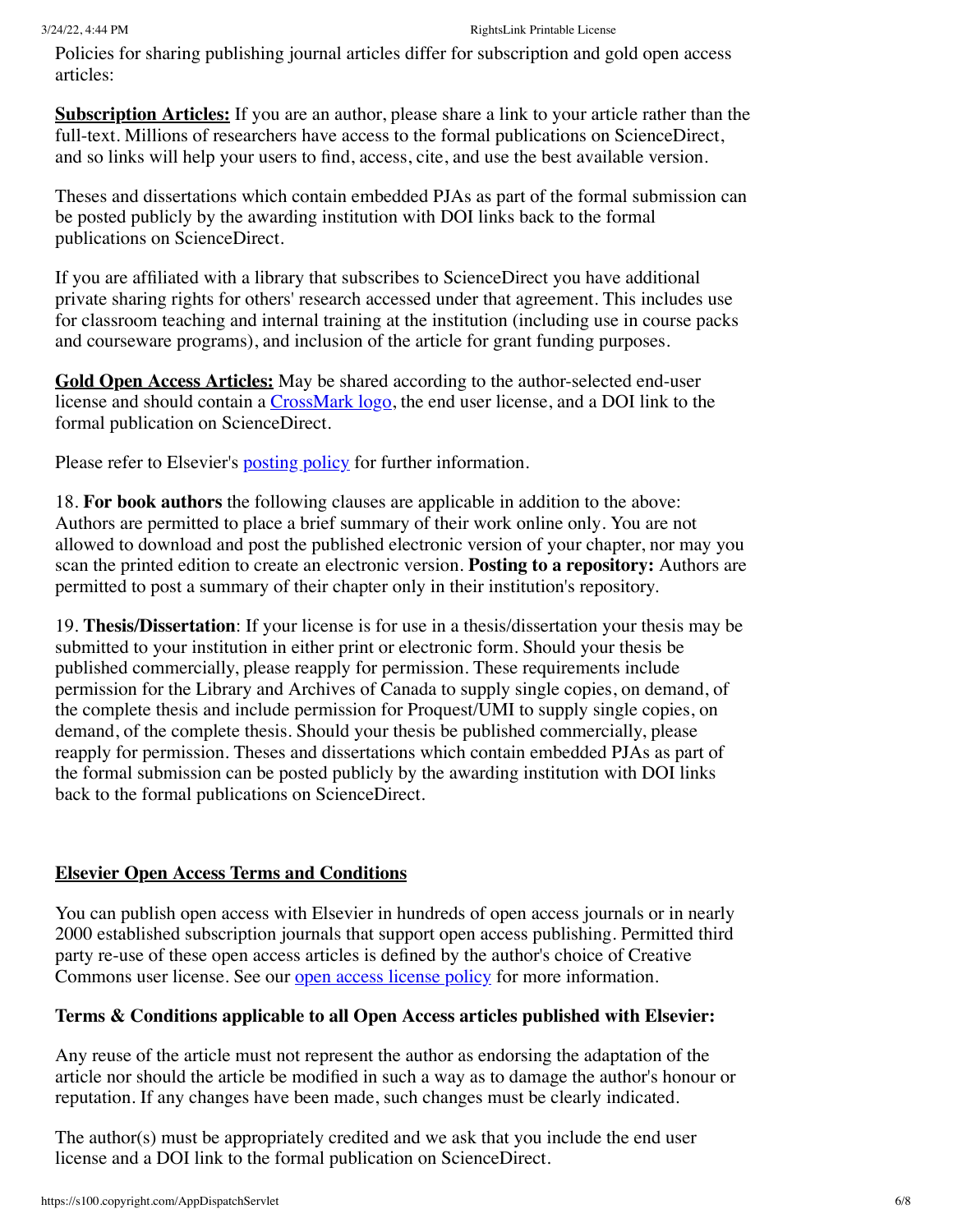Policies for sharing publishing journal articles differ for subscription and gold open access articles:

**Subscription Articles:** If you are an author, please share a link to your article rather than the full-text. Millions of researchers have access to the formal publications on ScienceDirect, and so links will help your users to find, access, cite, and use the best available version.

Theses and dissertations which contain embedded PJAs as part of the formal submission can be posted publicly by the awarding institution with DOI links back to the formal publications on ScienceDirect.

If you are affiliated with a library that subscribes to ScienceDirect you have additional private sharing rights for others' research accessed under that agreement. This includes use for classroom teaching and internal training at the institution (including use in course packs and courseware programs), and inclusion of the article for grant funding purposes.

**Gold Open Access Articles:** May be shared according to the author-selected end-user license and should contain a CrossMark logo, the end user license, and a DOI link to the formal publication on ScienceDirect.

Please refer to Elsevier's posting policy for further information.

18. **For book authors** the following clauses are applicable in addition to the above: Authors are permitted to place a brief summary of their work online only. You are not allowed to download and post the published electronic version of your chapter, nor may you scan the printed edition to create an electronic version. **Posting to a repository:** Authors are permitted to post a summary of their chapter only in their institution's repository.

19. **Thesis/Dissertation**: If your license is for use in a thesis/dissertation your thesis may be submitted to your institution in either print or electronic form. Should your thesis be published commercially, please reapply for permission. These requirements include permission for the Library and Archives of Canada to supply single copies, on demand, of the complete thesis and include permission for Proquest/UMI to supply single copies, on demand, of the complete thesis. Should your thesis be published commercially, please reapply for permission. Theses and dissertations which contain embedded PJAs as part of the formal submission can be posted publicly by the awarding institution with DOI links back to the formal publications on ScienceDirect.

## Elsevier Open Access Terms and Conditions

You can publish open access with Elsevier in hundreds of open access journals or in nearly 2000 established subscription journals that support open access publishing. Permitted third party re-use of these open access articles is defined by the author's choice of Creative Commons user license. See our open access license policy for more information.

**Terms & Conditions applicable to all Open Access articles published with Elsevier:**

Any reuse of the article must not represent the author as endorsing the adaptation of the article nor should the article be modified in such a way as to damage the author's honour or reputation. If any changes have been made, such changes must be clearly indicated.

The author(s) must be appropriately credited and we ask that you include the end user license and a DOI link to the formal publication on ScienceDirect.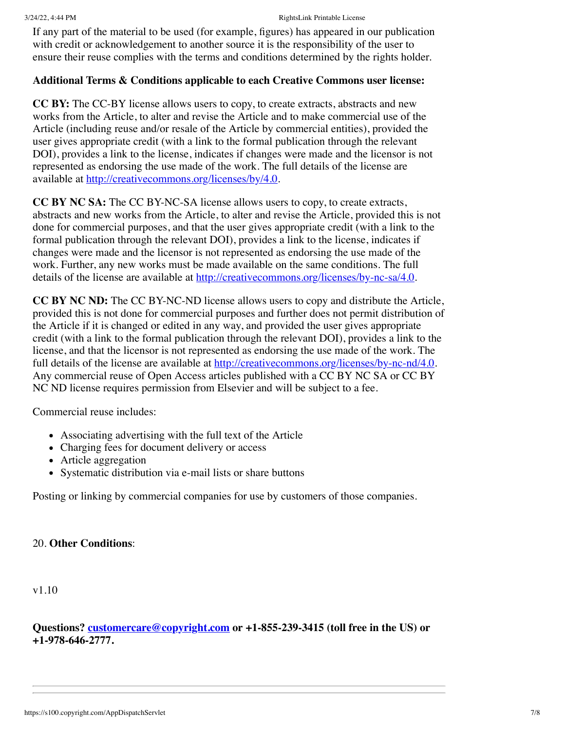If any part of the material to be used (for example, figures) has appeared in our publication with credit or acknowledgement to another source it is the responsibility of the user to ensure their reuse complies with the terms and conditions determined by the rights holder.

**Additional Terms & Conditions applicable to each Creative Commons user license:**

**CC BY:** The CC-BY license allows users to copy, to create extracts, abstracts and new works from the Article, to alter and revise the Article and to make commercial use of the Article (including reuse and/or resale of the Article by commercial entities), provided the user gives appropriate credit (with a link to the formal publication through the relevant DOI), provides a link to the license, indicates if changes were made and the licensor is not represented as endorsing the use made of the work. The full details of the license are available at http://creativecommons.org/licenses/by/4.0.

**CC BY NC SA:** The CC BY-NC-SA license allows users to copy, to create extracts, abstracts and new works from the Article, to alter and revise the Article, provided this is not done for commercial purposes, and that the user gives appropriate credit (with a link to the formal publication through the relevant DOI), provides a link to the license, indicates if changes were made and the licensor is not represented as endorsing the use made of the work. Further, any new works must be made available on the same conditions. The full details of the license are available at http://creativecommons.org/licenses/by-nc-sa/4.0.

**CC BY NC ND:** The CC BY-NC-ND license allows users to copy and distribute the Article, provided this is not done for commercial purposes and further does not permit distribution of the Article if it is changed or edited in any way, and provided the user gives appropriate credit (with a link to the formal publication through the relevant DOI), provides a link to the license, and that the licensor is not represented as endorsing the use made of the work. The full details of the license are available at http://creativecommons.org/licenses/by-nc-nd/4.0. Any commercial reuse of Open Access articles published with a CC BY NC SA or CC BY NC ND license requires permission from Elsevier and will be subject to a fee.

Commercial reuse includes:

- Associating advertising with the full text of the Article
- Charging fees for document delivery or access
- Article aggregation
- Systematic distribution via e-mail lists or share buttons

Posting or linking by commercial companies for use by customers of those companies.

20. **Other Conditions**:

v1.10

**Questions? customercare@copyright.com or +1-855-239-3415 (toll free in the US) or +1-978-646-2777.**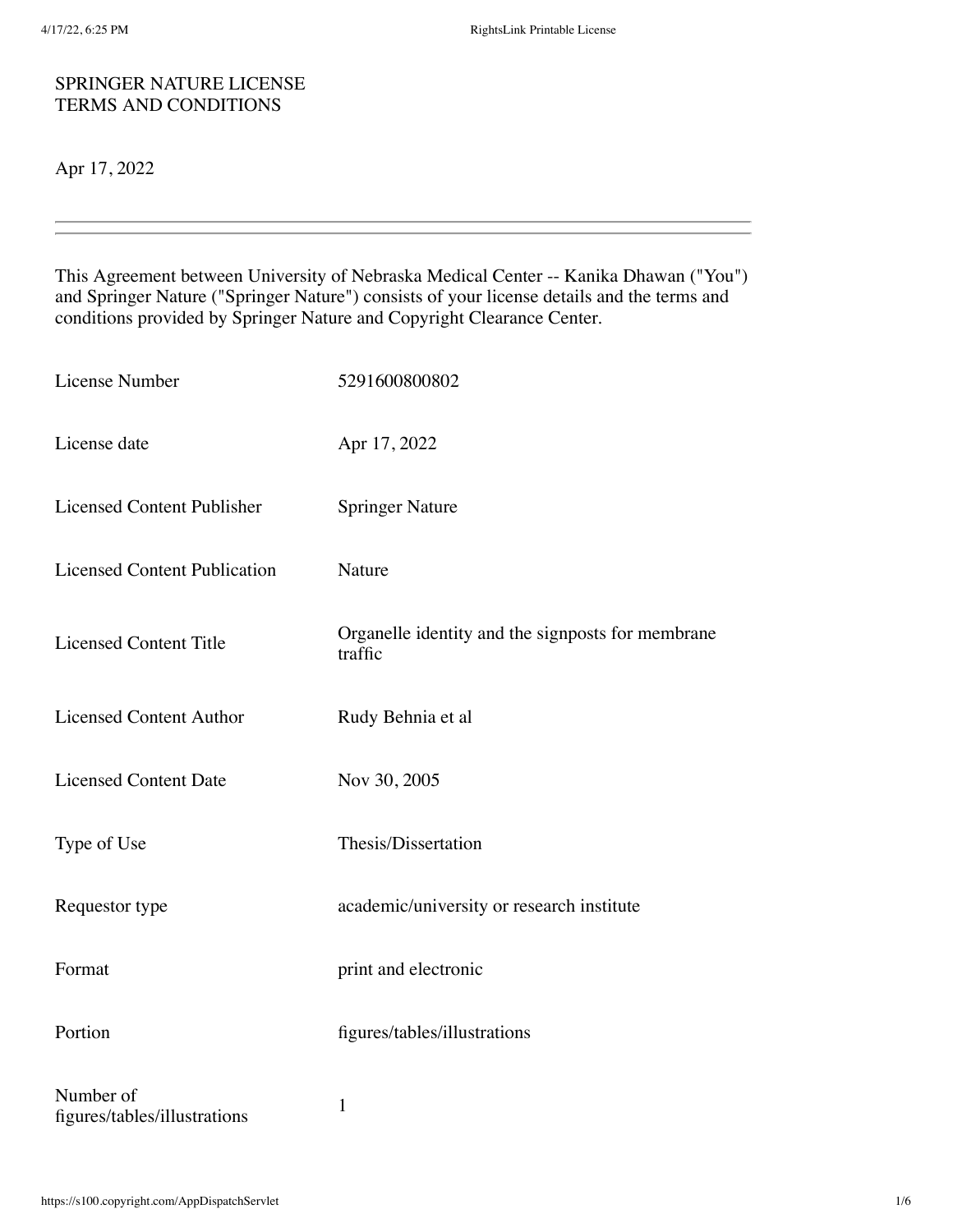SPRINGER NATURE LICENSE
TERMS AND CONDITIONS

Apr 17, 2022

---

This Agreement between University of Nebraska Medical Center -- Kanika Dhawan ("You") and Springer Nature ("Springer Nature") consists of your license details and the terms and conditions provided by Springer Nature and Copyright Clearance Center.

| | |
|---|---|
| License Number | 5291600800802 |
| License date | Apr 17, 2022 |
| Licensed Content Publisher | Springer Nature |
| Licensed Content Publication | Nature |
| Licensed Content Title | Organelle identity and the signposts for membrane traffic |
| Licensed Content Author | Rudy Behnia et al |
| Licensed Content Date | Nov 30, 2005 |
| Type of Use | Thesis/Dissertation |
| Requestor type | academic/university or research institute |
| Format | print and electronic |
| Portion | figures/tables/illustrations |
| Number of figures/tables/illustrations | 1 |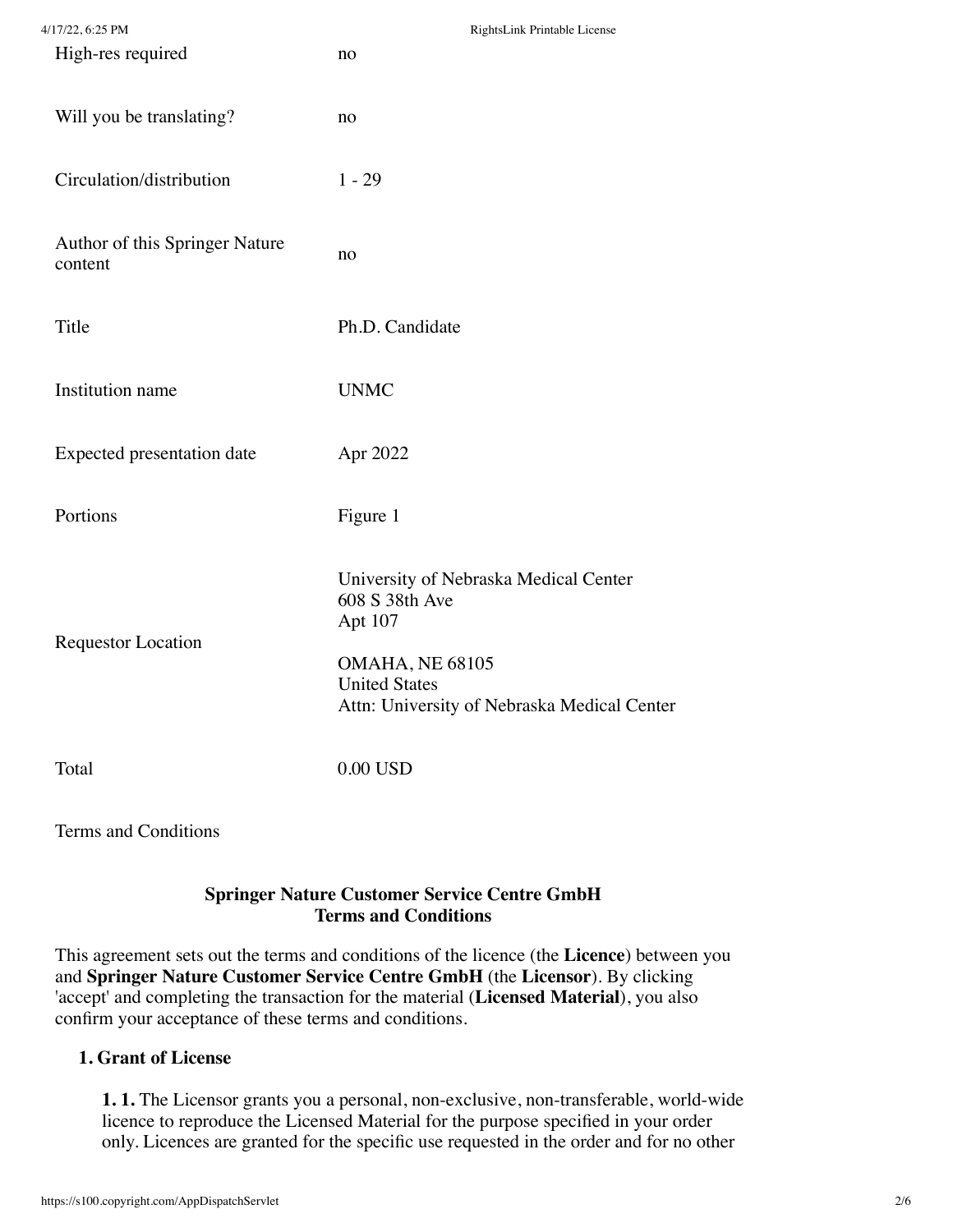| | |
|---|---|
| High-res required | no |
| Will you be translating? | no |
| Circulation/distribution | 1 - 29 |
| Author of this Springer Nature content | no |
| Title | Ph.D. Candidate |
| Institution name | UNMC |
| Expected presentation date | Apr 2022 |
| Portions | Figure 1 |
| Requestor Location | University of Nebraska Medical Center<br>608 S 38th Ave<br>Apt 107<br><br>OMAHA, NE 68105<br>United States<br>Attn: University of Nebraska Medical Center |
| Total | 0.00 USD |

Terms and Conditions

**Springer Nature Customer Service Centre GmbH**
**Terms and Conditions**

This agreement sets out the terms and conditions of the licence (the **Licence**) between you and **Springer Nature Customer Service Centre GmbH** (the **Licensor**). By clicking 'accept' and completing the transaction for the material (**Licensed Material**), you also confirm your acceptance of these terms and conditions.

**1. Grant of License**

**1. 1.** The Licensor grants you a personal, non-exclusive, non-transferable, world-wide licence to reproduce the Licensed Material for the purpose specified in your order only. Licences are granted for the specific use requested in the order and for no other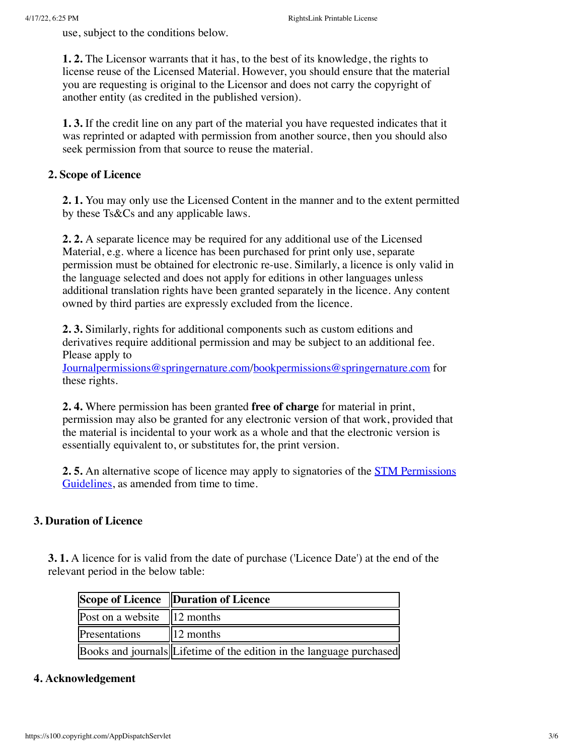use, subject to the conditions below.

**1. 2.** The Licensor warrants that it has, to the best of its knowledge, the rights to license reuse of the Licensed Material. However, you should ensure that the material you are requesting is original to the Licensor and does not carry the copyright of another entity (as credited in the published version).

**1. 3.** If the credit line on any part of the material you have requested indicates that it was reprinted or adapted with permission from another source, then you should also seek permission from that source to reuse the material.

**2. Scope of Licence**

**2. 1.** You may only use the Licensed Content in the manner and to the extent permitted by these Ts&Cs and any applicable laws.

**2. 2.** A separate licence may be required for any additional use of the Licensed Material, e.g. where a licence has been purchased for print only use, separate permission must be obtained for electronic re-use. Similarly, a licence is only valid in the language selected and does not apply for editions in other languages unless additional translation rights have been granted separately in the licence. Any content owned by third parties are expressly excluded from the licence.

**2. 3.** Similarly, rights for additional components such as custom editions and derivatives require additional permission and may be subject to an additional fee. Please apply to Journalpermissions@springernature.com/bookpermissions@springernature.com for these rights.

**2. 4.** Where permission has been granted **free of charge** for material in print, permission may also be granted for any electronic version of that work, provided that the material is incidental to your work as a whole and that the electronic version is essentially equivalent to, or substitutes for, the print version.

**2. 5.** An alternative scope of licence may apply to signatories of the STM Permissions Guidelines, as amended from time to time.

**3. Duration of Licence**

**3. 1.** A licence for is valid from the date of purchase ('Licence Date') at the end of the relevant period in the below table:

| Scope of Licence | Duration of Licence |
| --- | --- |
| Post on a website | 12 months |
| Presentations | 12 months |
| Books and journals | Lifetime of the edition in the language purchased |

**4. Acknowledgement**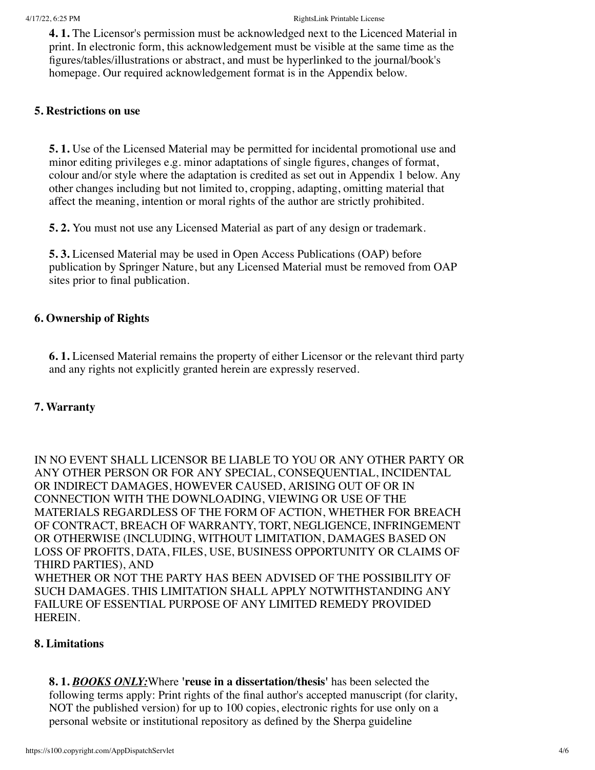**4. 1.** The Licensor's permission must be acknowledged next to the Licenced Material in print. In electronic form, this acknowledgement must be visible at the same time as the figures/tables/illustrations or abstract, and must be hyperlinked to the journal/book's homepage. Our required acknowledgement format is in the Appendix below.

### 5. Restrictions on use

**5. 1.** Use of the Licensed Material may be permitted for incidental promotional use and minor editing privileges e.g. minor adaptations of single figures, changes of format, colour and/or style where the adaptation is credited as set out in Appendix 1 below. Any other changes including but not limited to, cropping, adapting, omitting material that affect the meaning, intention or moral rights of the author are strictly prohibited.

**5. 2.** You must not use any Licensed Material as part of any design or trademark.

**5. 3.** Licensed Material may be used in Open Access Publications (OAP) before publication by Springer Nature, but any Licensed Material must be removed from OAP sites prior to final publication.

### 6. Ownership of Rights

**6. 1.** Licensed Material remains the property of either Licensor or the relevant third party and any rights not explicitly granted herein are expressly reserved.

### 7. Warranty

IN NO EVENT SHALL LICENSOR BE LIABLE TO YOU OR ANY OTHER PARTY OR ANY OTHER PERSON OR FOR ANY SPECIAL, CONSEQUENTIAL, INCIDENTAL OR INDIRECT DAMAGES, HOWEVER CAUSED, ARISING OUT OF OR IN CONNECTION WITH THE DOWNLOADING, VIEWING OR USE OF THE MATERIALS REGARDLESS OF THE FORM OF ACTION, WHETHER FOR BREACH OF CONTRACT, BREACH OF WARRANTY, TORT, NEGLIGENCE, INFRINGEMENT OR OTHERWISE (INCLUDING, WITHOUT LIMITATION, DAMAGES BASED ON LOSS OF PROFITS, DATA, FILES, USE, BUSINESS OPPORTUNITY OR CLAIMS OF THIRD PARTIES), AND
WHETHER OR NOT THE PARTY HAS BEEN ADVISED OF THE POSSIBILITY OF SUCH DAMAGES. THIS LIMITATION SHALL APPLY NOTWITHSTANDING ANY FAILURE OF ESSENTIAL PURPOSE OF ANY LIMITED REMEDY PROVIDED HEREIN.

### 8. Limitations

**8. 1.** ***BOOKS ONLY:*** Where **'reuse in a dissertation/thesis'** has been selected the following terms apply: Print rights of the final author's accepted manuscript (for clarity, NOT the published version) for up to 100 copies, electronic rights for use only on a personal website or institutional repository as defined by the Sherpa guideline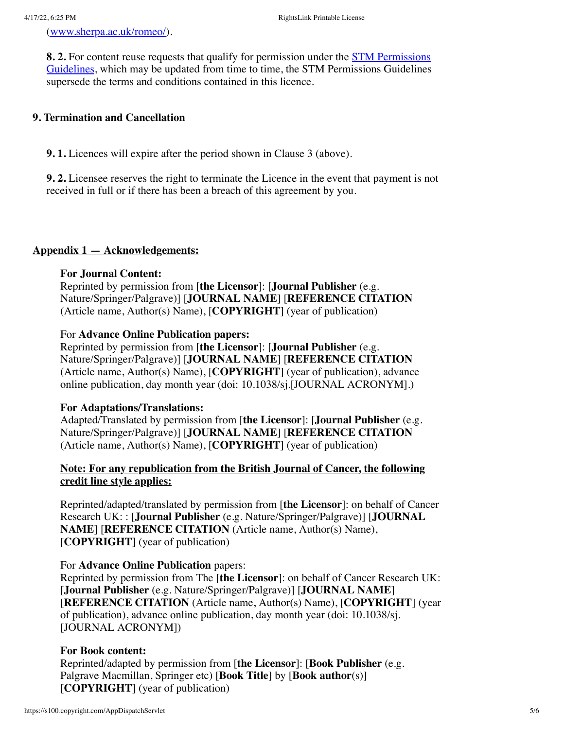(www.sherpa.ac.uk/romeo/).

**8. 2.** For content reuse requests that qualify for permission under the STM Permissions Guidelines, which may be updated from time to time, the STM Permissions Guidelines supersede the terms and conditions contained in this licence.

**9. Termination and Cancellation**

**9. 1.** Licences will expire after the period shown in Clause 3 (above).

**9. 2.** Licensee reserves the right to terminate the Licence in the event that payment is not received in full or if there has been a breach of this agreement by you.

**Appendix 1 — Acknowledgements:**

**For Journal Content:**
Reprinted by permission from [**the Licensor**]: [**Journal Publisher** (e.g. Nature/Springer/Palgrave)] [**JOURNAL NAME**] [**REFERENCE CITATION** (Article name, Author(s) Name), [**COPYRIGHT**] (year of publication)

For **Advance Online Publication papers:**
Reprinted by permission from [**the Licensor**]: [**Journal Publisher** (e.g. Nature/Springer/Palgrave)] [**JOURNAL NAME**] [**REFERENCE CITATION** (Article name, Author(s) Name), [**COPYRIGHT**] (year of publication), advance online publication, day month year (doi: 10.1038/sj.[JOURNAL ACRONYM].)

**For Adaptations/Translations:**
Adapted/Translated by permission from [**the Licensor**]: [**Journal Publisher** (e.g. Nature/Springer/Palgrave)] [**JOURNAL NAME**] [**REFERENCE CITATION** (Article name, Author(s) Name), [**COPYRIGHT**] (year of publication)

**Note: For any republication from the British Journal of Cancer, the following credit line style applies:**

Reprinted/adapted/translated by permission from [**the Licensor**]: on behalf of Cancer Research UK: : [**Journal Publisher** (e.g. Nature/Springer/Palgrave)] [**JOURNAL NAME**] [**REFERENCE CITATION** (Article name, Author(s) Name), [**COPYRIGHT]** (year of publication)

For **Advance Online Publication** papers:
Reprinted by permission from The [**the Licensor**]: on behalf of Cancer Research UK: [**Journal Publisher** (e.g. Nature/Springer/Palgrave)] [**JOURNAL NAME**] [**REFERENCE CITATION** (Article name, Author(s) Name), [**COPYRIGHT**] (year of publication), advance online publication, day month year (doi: 10.1038/sj. [JOURNAL ACRONYM])

**For Book content:**
Reprinted/adapted by permission from [**the Licensor**]: [**Book Publisher** (e.g. Palgrave Macmillan, Springer etc) [**Book Title**] by [**Book author**(s)] [**COPYRIGHT**] (year of publication)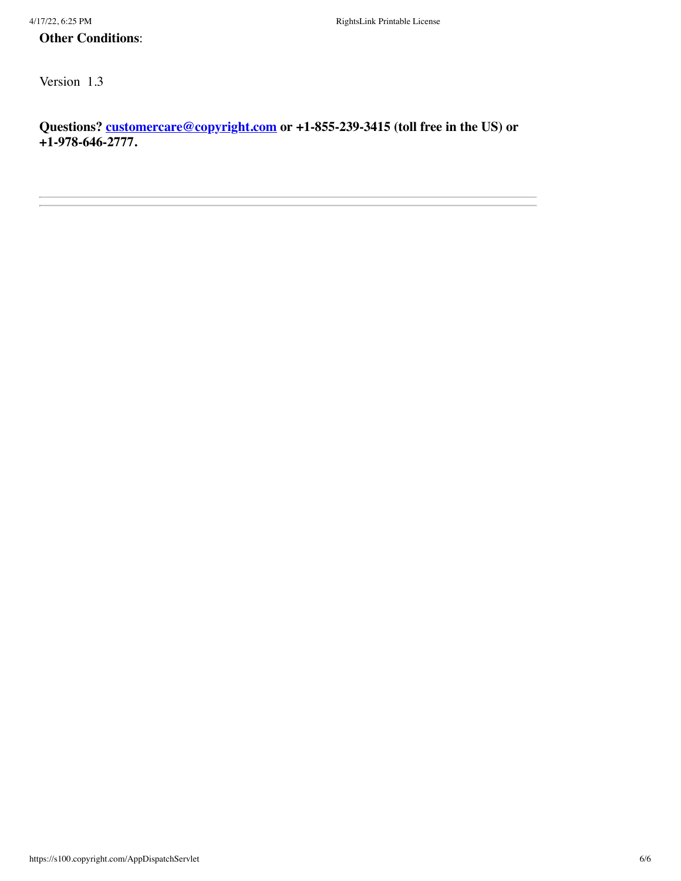**Other Conditions**:

Version 1.3

**Questions? customercare@copyright.com or +1-855-239-3415 (toll free in the US) or +1-978-646-2777.**

---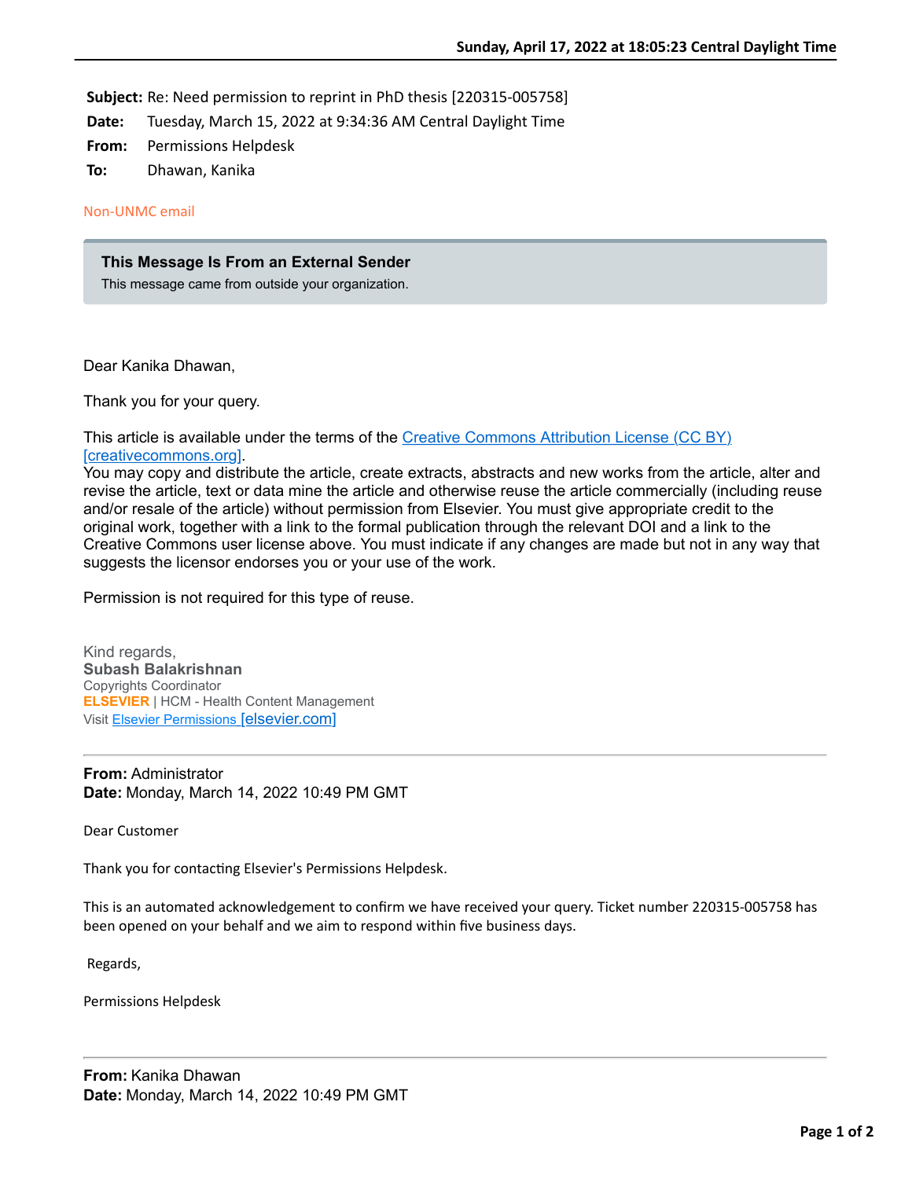**Subject:** Re: Need permission to reprint in PhD thesis [220315-005758]

**Date:** Tuesday, March 15, 2022 at 9:34:36 AM Central Daylight Time

**From:** Permissions Helpdesk

**To:** Dhawan, Kanika

Non-UNMC email

**This Message Is From an External Sender**

This message came from outside your organization.

Dear Kanika Dhawan,

Thank you for your query.

This article is available under the terms of the Creative Commons Attribution License (CC BY) [creativecommons.org].
You may copy and distribute the article, create extracts, abstracts and new works from the article, alter and revise the article, text or data mine the article and otherwise reuse the article commercially (including reuse and/or resale of the article) without permission from Elsevier. You must give appropriate credit to the original work, together with a link to the formal publication through the relevant DOI and a link to the Creative Commons user license above. You must indicate if any changes are made but not in any way that suggests the licensor endorses you or your use of the work.

Permission is not required for this type of reuse.

Kind regards,
**Subash Balakrishnan**
Copyrights Coordinator
**ELSEVIER** | HCM - Health Content Management
Visit Elsevier Permissions [elsevier.com]

---

**From:** Administrator
**Date:** Monday, March 14, 2022 10:49 PM GMT

Dear Customer

Thank you for contacting Elsevier's Permissions Helpdesk.

This is an automated acknowledgement to confirm we have received your query. Ticket number 220315-005758 has been opened on your behalf and we aim to respond within five business days.

Regards,

Permissions Helpdesk

---

**From:** Kanika Dhawan
**Date:** Monday, March 14, 2022 10:49 PM GMT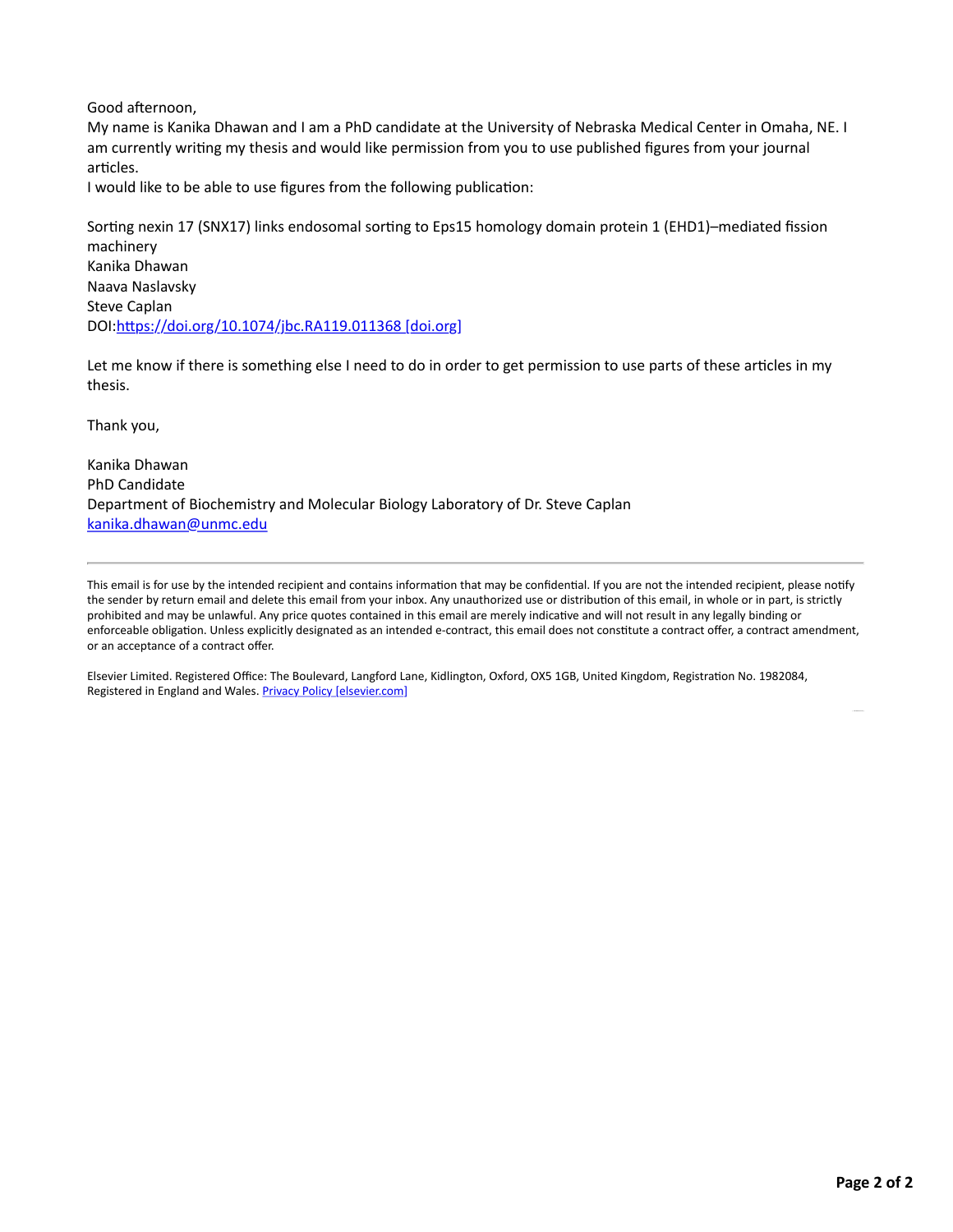Good afternoon,
My name is Kanika Dhawan and I am a PhD candidate at the University of Nebraska Medical Center in Omaha, NE. I am currently writing my thesis and would like permission from you to use published figures from your journal articles.
I would like to be able to use figures from the following publication:

Sorting nexin 17 (SNX17) links endosomal sorting to Eps15 homology domain protein 1 (EHD1)–mediated fission machinery
Kanika Dhawan
Naava Naslavsky
Steve Caplan
DOI:[https://doi.org/10.1074/jbc.RA119.011368 [doi.org]](https://doi.org/10.1074/jbc.RA119.011368)

Let me know if there is something else I need to do in order to get permission to use parts of these articles in my thesis.

Thank you,

Kanika Dhawan
PhD Candidate
Department of Biochemistry and Molecular Biology Laboratory of Dr. Steve Caplan
[kanika.dhawan@unmc.edu](mailto:kanika.dhawan@unmc.edu)

---

This email is for use by the intended recipient and contains information that may be confidential. If you are not the intended recipient, please notify the sender by return email and delete this email from your inbox. Any unauthorized use or distribution of this email, in whole or in part, is strictly prohibited and may be unlawful. Any price quotes contained in this email are merely indicative and will not result in any legally binding or enforceable obligation. Unless explicitly designated as an intended e-contract, this email does not constitute a contract offer, a contract amendment, or an acceptance of a contract offer.

Elsevier Limited. Registered Office: The Boulevard, Langford Lane, Kidlington, Oxford, OX5 1GB, United Kingdom, Registration No. 1982084, Registered in England and Wales. Privacy Policy [elsevier.com]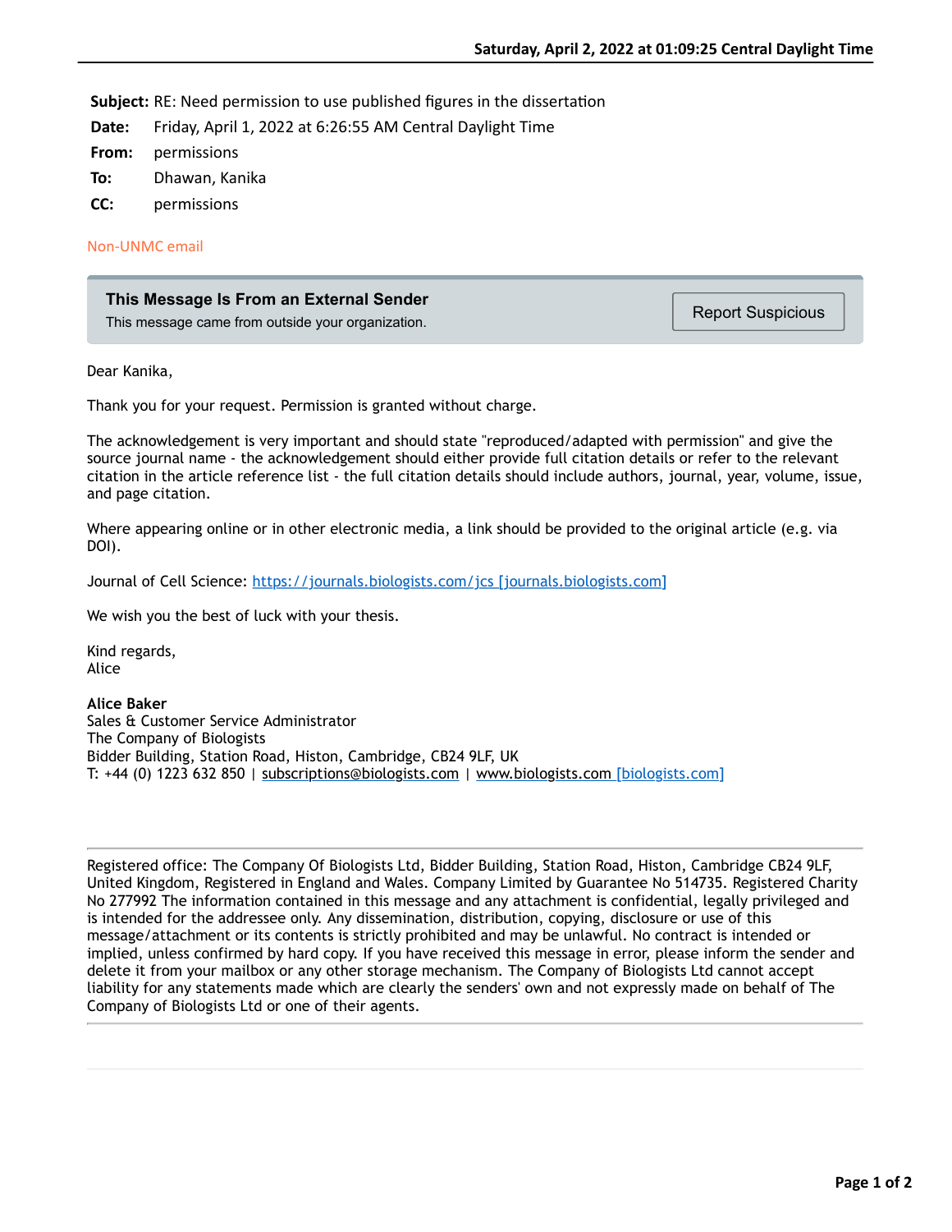**Saturday, April 2, 2022 at 01:09:25 Central Daylight Time**

**Subject:** RE: Need permission to use published figures in the dissertation

**Date:** Friday, April 1, 2022 at 6:26:55 AM Central Daylight Time

**From:** permissions

**To:** Dhawan, Kanika

**CC:** permissions

Non-UNMC email

**This Message Is From an External Sender**
This message came from outside your organization.

Report Suspicious

Dear Kanika,

Thank you for your request. Permission is granted without charge.

The acknowledgement is very important and should state "reproduced/adapted with permission" and give the source journal name - the acknowledgement should either provide full citation details or refer to the relevant citation in the article reference list - the full citation details should include authors, journal, year, volume, issue, and page citation.

Where appearing online or in other electronic media, a link should be provided to the original article (e.g. via DOI).

Journal of Cell Science: https://journals.biologists.com/jcs [journals.biologists.com]

We wish you the best of luck with your thesis.

Kind regards,
Alice

**Alice Baker**
Sales & Customer Service Administrator
The Company of Biologists
Bidder Building, Station Road, Histon, Cambridge, CB24 9LF, UK
T: +44 (0) 1223 632 850 | subscriptions@biologists.com | www.biologists.com [biologists.com]

---

Registered office: The Company Of Biologists Ltd, Bidder Building, Station Road, Histon, Cambridge CB24 9LF, United Kingdom, Registered in England and Wales. Company Limited by Guarantee No 514735. Registered Charity No 277992 The information contained in this message and any attachment is confidential, legally privileged and is intended for the addressee only. Any dissemination, distribution, copying, disclosure or use of this message/attachment or its contents is strictly prohibited and may be unlawful. No contract is intended or implied, unless confirmed by hard copy. If you have received this message in error, please inform the sender and delete it from your mailbox or any other storage mechanism. The Company of Biologists Ltd cannot accept liability for any statements made which are clearly the senders' own and not expressly made on behalf of The Company of Biologists Ltd or one of their agents.

---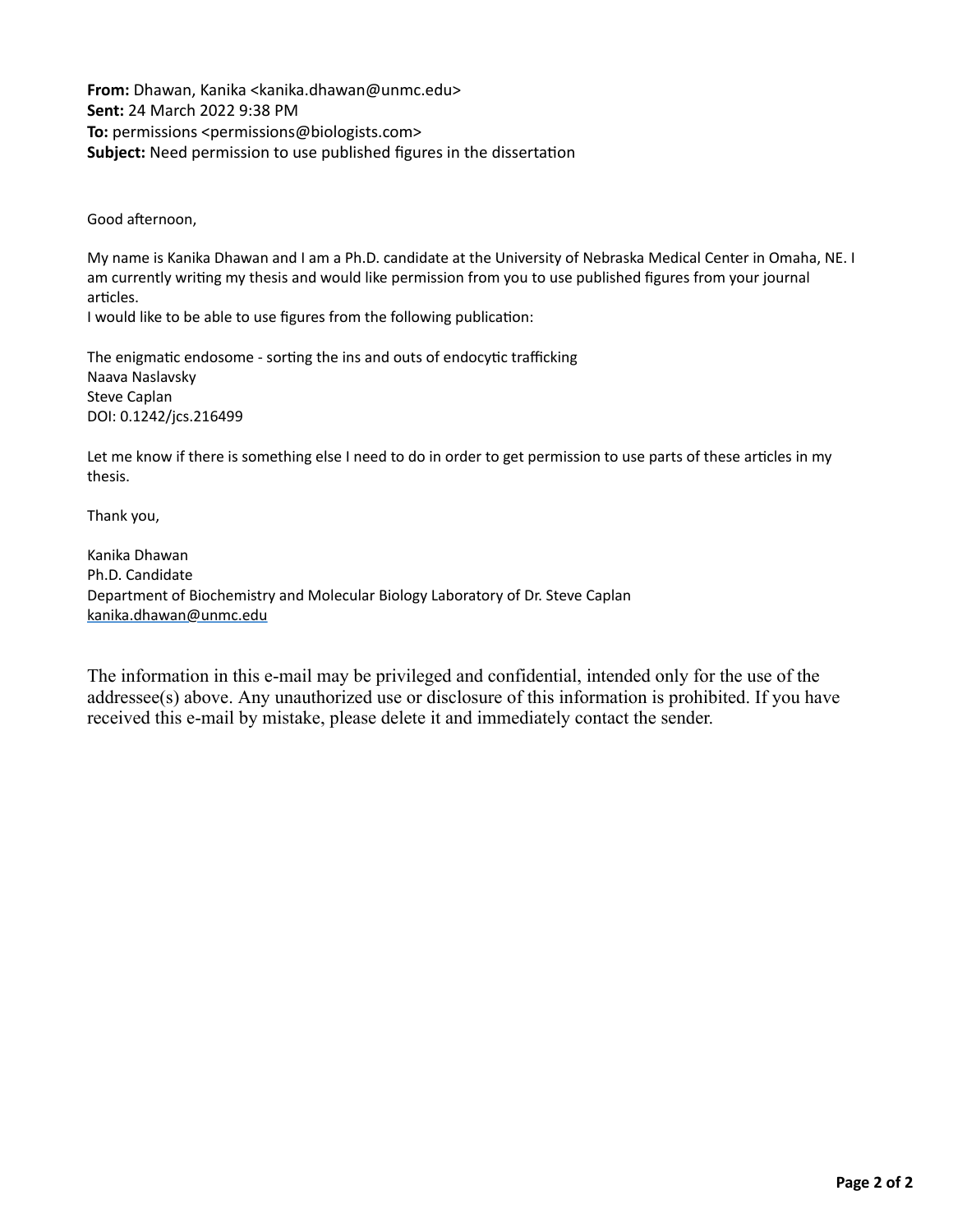**From:** Dhawan, Kanika <kanika.dhawan@unmc.edu>
**Sent:** 24 March 2022 9:38 PM
**To:** permissions <permissions@biologists.com>
**Subject:** Need permission to use published figures in the dissertation

Good afternoon,

My name is Kanika Dhawan and I am a Ph.D. candidate at the University of Nebraska Medical Center in Omaha, NE. I am currently writing my thesis and would like permission from you to use published figures from your journal articles.
I would like to be able to use figures from the following publication:

The enigmatic endosome - sorting the ins and outs of endocytic trafficking
Naava Naslavsky
Steve Caplan
DOI: 0.1242/jcs.216499

Let me know if there is something else I need to do in order to get permission to use parts of these articles in my thesis.

Thank you,

Kanika Dhawan
Ph.D. Candidate
Department of Biochemistry and Molecular Biology Laboratory of Dr. Steve Caplan
kanika.dhawan@unmc.edu

The information in this e-mail may be privileged and confidential, intended only for the use of the addressee(s) above. Any unauthorized use or disclosure of this information is prohibited. If you have received this e-mail by mistake, please delete it and immediately contact the sender.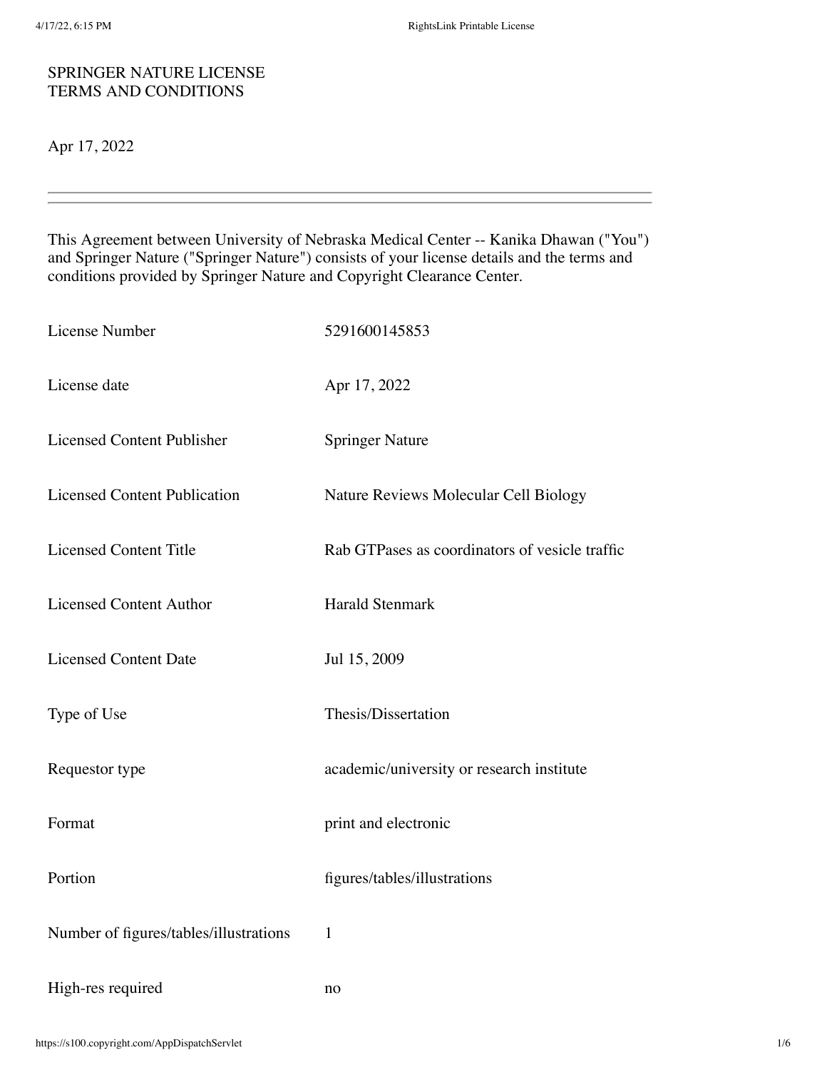SPRINGER NATURE LICENSE
TERMS AND CONDITIONS

Apr 17, 2022

---

This Agreement between University of Nebraska Medical Center -- Kanika Dhawan ("You") and Springer Nature ("Springer Nature") consists of your license details and the terms and conditions provided by Springer Nature and Copyright Clearance Center.

| | |
|---|---|
| License Number | 5291600145853 |
| License date | Apr 17, 2022 |
| Licensed Content Publisher | Springer Nature |
| Licensed Content Publication | Nature Reviews Molecular Cell Biology |
| Licensed Content Title | Rab GTPases as coordinators of vesicle traffic |
| Licensed Content Author | Harald Stenmark |
| Licensed Content Date | Jul 15, 2009 |
| Type of Use | Thesis/Dissertation |
| Requestor type | academic/university or research institute |
| Format | print and electronic |
| Portion | figures/tables/illustrations |
| Number of figures/tables/illustrations | 1 |
| High-res required | no |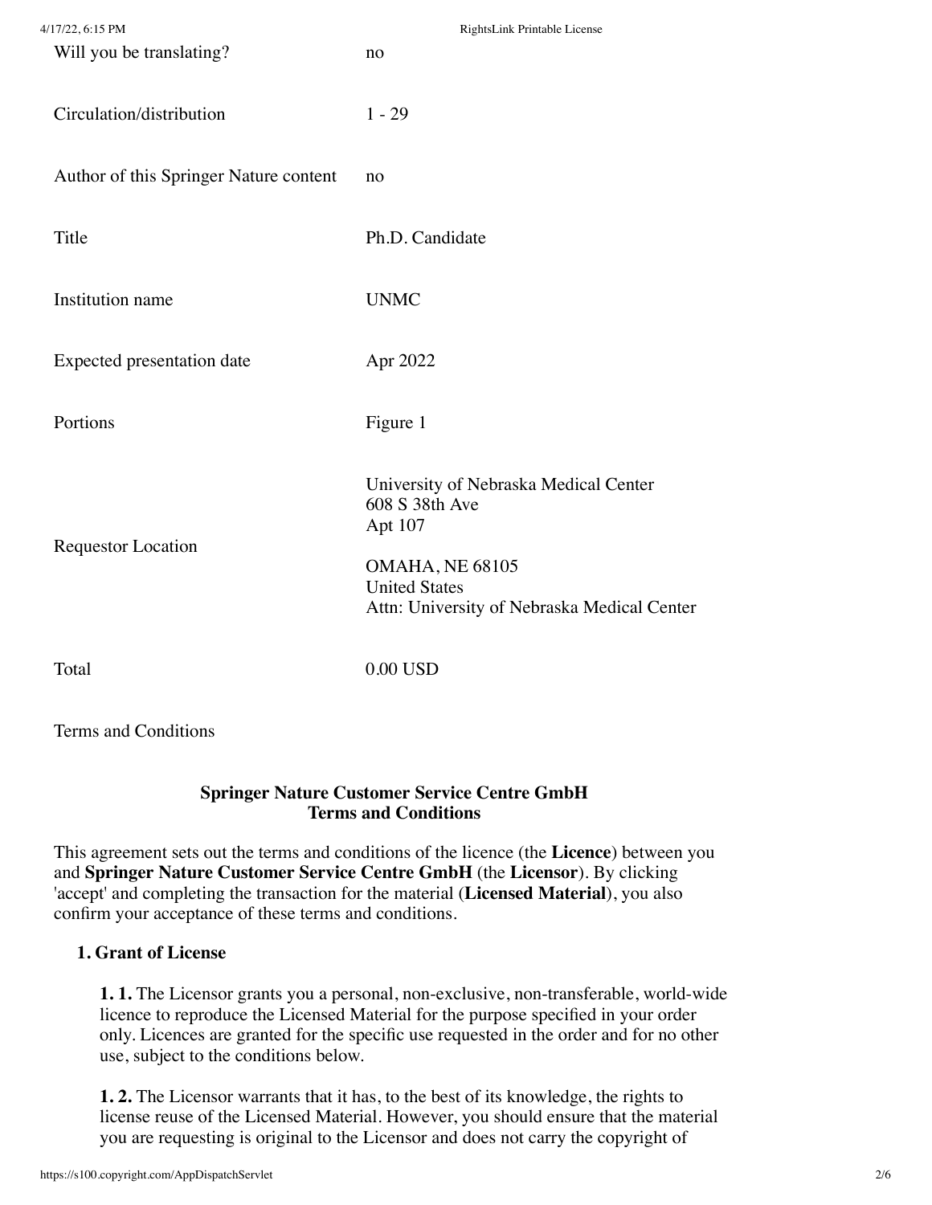| | |
|---|---|
| Will you be translating? | no |
| Circulation/distribution | 1 - 29 |
| Author of this Springer Nature content | no |
| Title | Ph.D. Candidate |
| Institution name | UNMC |
| Expected presentation date | Apr 2022 |
| Portions | Figure 1 |
| Requestor Location | University of Nebraska Medical Center<br>608 S 38th Ave<br>Apt 107<br><br>OMAHA, NE 68105<br>United States<br>Attn: University of Nebraska Medical Center |
| Total | 0.00 USD |

Terms and Conditions

**Springer Nature Customer Service Centre GmbH**
**Terms and Conditions**

This agreement sets out the terms and conditions of the licence (the **Licence**) between you and **Springer Nature Customer Service Centre GmbH** (the **Licensor**). By clicking 'accept' and completing the transaction for the material (**Licensed Material**), you also confirm your acceptance of these terms and conditions.

**1. Grant of License**

**1. 1.** The Licensor grants you a personal, non-exclusive, non-transferable, world-wide licence to reproduce the Licensed Material for the purpose specified in your order only. Licences are granted for the specific use requested in the order and for no other use, subject to the conditions below.

**1. 2.** The Licensor warrants that it has, to the best of its knowledge, the rights to license reuse of the Licensed Material. However, you should ensure that the material you are requesting is original to the Licensor and does not carry the copyright of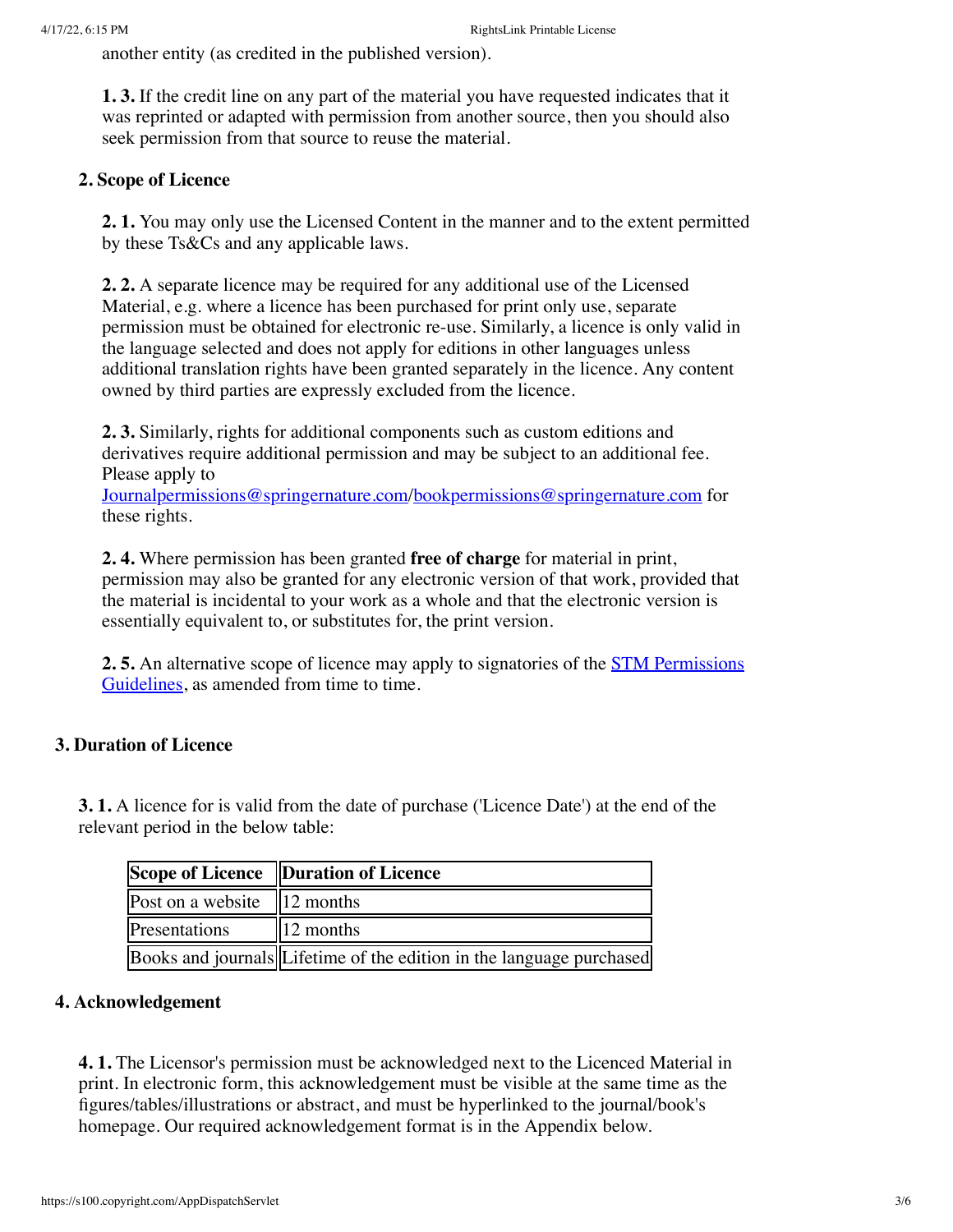another entity (as credited in the published version).

**1. 3.** If the credit line on any part of the material you have requested indicates that it was reprinted or adapted with permission from another source, then you should also seek permission from that source to reuse the material.

## 2. Scope of Licence

**2. 1.** You may only use the Licensed Content in the manner and to the extent permitted by these Ts&Cs and any applicable laws.

**2. 2.** A separate licence may be required for any additional use of the Licensed Material, e.g. where a licence has been purchased for print only use, separate permission must be obtained for electronic re-use. Similarly, a licence is only valid in the language selected and does not apply for editions in other languages unless additional translation rights have been granted separately in the licence. Any content owned by third parties are expressly excluded from the licence.

**2. 3.** Similarly, rights for additional components such as custom editions and derivatives require additional permission and may be subject to an additional fee. Please apply to Journalpermissions@springernature.com/bookpermissions@springernature.com for these rights.

**2. 4.** Where permission has been granted **free of charge** for material in print, permission may also be granted for any electronic version of that work, provided that the material is incidental to your work as a whole and that the electronic version is essentially equivalent to, or substitutes for, the print version.

**2. 5.** An alternative scope of licence may apply to signatories of the STM Permissions Guidelines, as amended from time to time.

## 3. Duration of Licence

**3. 1.** A licence for is valid from the date of purchase ('Licence Date') at the end of the relevant period in the below table:

| Scope of Licence | Duration of Licence |
|---|---|
| Post on a website | 12 months |
| Presentations | 12 months |
| Books and journals | Lifetime of the edition in the language purchased |

## 4. Acknowledgement

**4. 1.** The Licensor's permission must be acknowledged next to the Licenced Material in print. In electronic form, this acknowledgement must be visible at the same time as the figures/tables/illustrations or abstract, and must be hyperlinked to the journal/book's homepage. Our required acknowledgement format is in the Appendix below.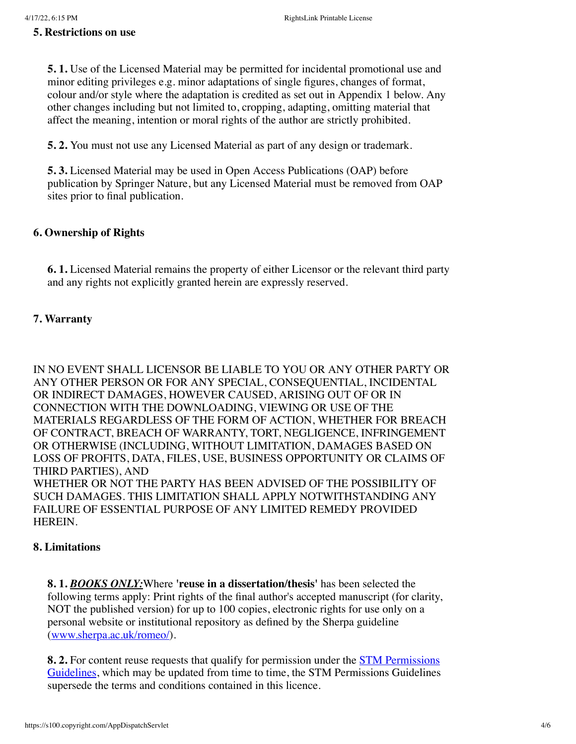**5. Restrictions on use**

**5. 1.** Use of the Licensed Material may be permitted for incidental promotional use and minor editing privileges e.g. minor adaptations of single figures, changes of format, colour and/or style where the adaptation is credited as set out in Appendix 1 below. Any other changes including but not limited to, cropping, adapting, omitting material that affect the meaning, intention or moral rights of the author are strictly prohibited.

**5. 2.** You must not use any Licensed Material as part of any design or trademark.

**5. 3.** Licensed Material may be used in Open Access Publications (OAP) before publication by Springer Nature, but any Licensed Material must be removed from OAP sites prior to final publication.

**6. Ownership of Rights**

**6. 1.** Licensed Material remains the property of either Licensor or the relevant third party and any rights not explicitly granted herein are expressly reserved.

**7. Warranty**

IN NO EVENT SHALL LICENSOR BE LIABLE TO YOU OR ANY OTHER PARTY OR ANY OTHER PERSON OR FOR ANY SPECIAL, CONSEQUENTIAL, INCIDENTAL OR INDIRECT DAMAGES, HOWEVER CAUSED, ARISING OUT OF OR IN CONNECTION WITH THE DOWNLOADING, VIEWING OR USE OF THE MATERIALS REGARDLESS OF THE FORM OF ACTION, WHETHER FOR BREACH OF CONTRACT, BREACH OF WARRANTY, TORT, NEGLIGENCE, INFRINGEMENT OR OTHERWISE (INCLUDING, WITHOUT LIMITATION, DAMAGES BASED ON LOSS OF PROFITS, DATA, FILES, USE, BUSINESS OPPORTUNITY OR CLAIMS OF THIRD PARTIES), AND
WHETHER OR NOT THE PARTY HAS BEEN ADVISED OF THE POSSIBILITY OF SUCH DAMAGES. THIS LIMITATION SHALL APPLY NOTWITHSTANDING ANY FAILURE OF ESSENTIAL PURPOSE OF ANY LIMITED REMEDY PROVIDED HEREIN.

**8. Limitations**

**8. 1.** ***BOOKS ONLY:***Where **'reuse in a dissertation/thesis'** has been selected the following terms apply: Print rights of the final author's accepted manuscript (for clarity, NOT the published version) for up to 100 copies, electronic rights for use only on a personal website or institutional repository as defined by the Sherpa guideline (www.sherpa.ac.uk/romeo/).

**8. 2.** For content reuse requests that qualify for permission under the STM Permissions Guidelines, which may be updated from time to time, the STM Permissions Guidelines supersede the terms and conditions contained in this licence.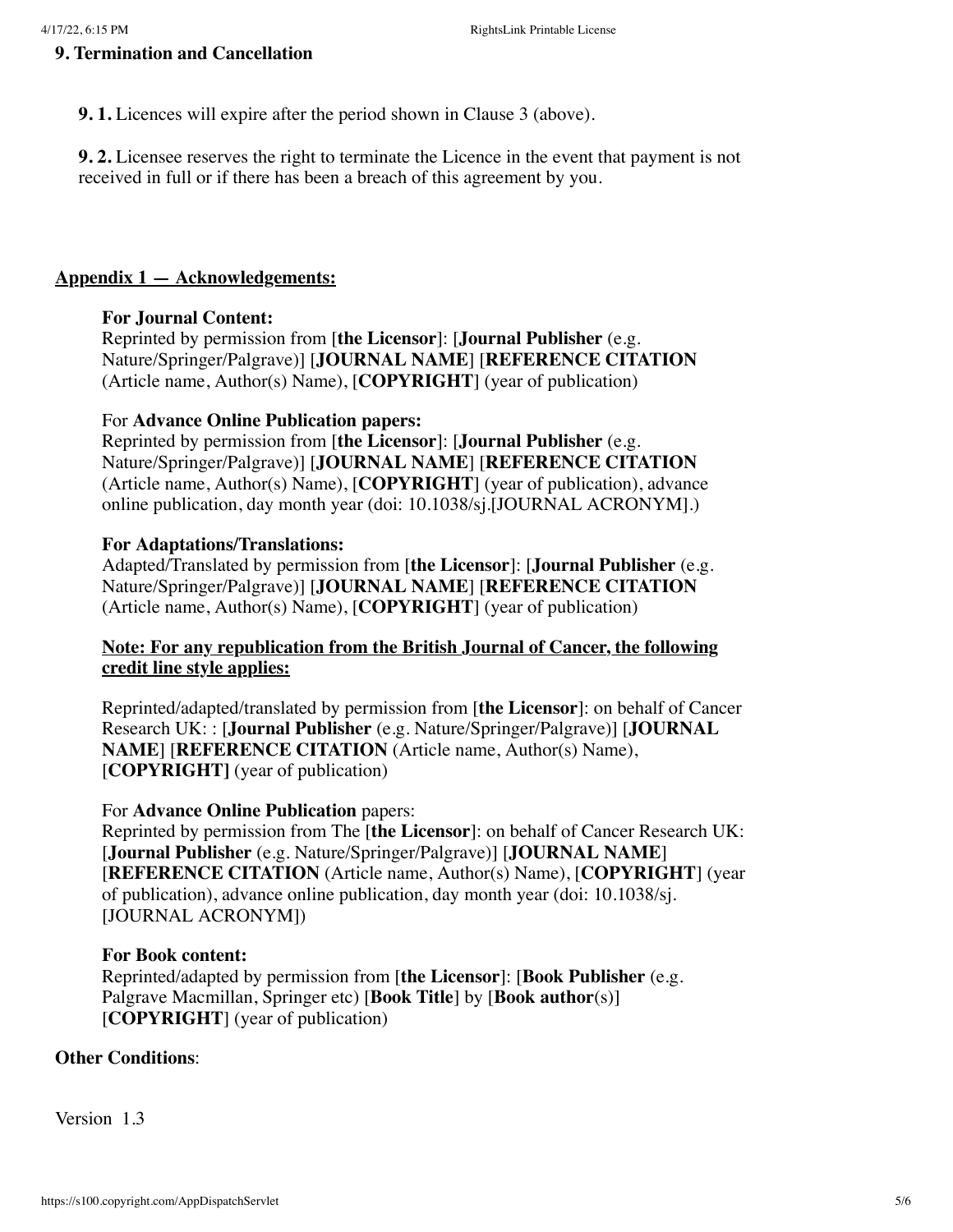**9. Termination and Cancellation**

**9. 1.** Licences will expire after the period shown in Clause 3 (above).

**9. 2.** Licensee reserves the right to terminate the Licence in the event that payment is not received in full or if there has been a breach of this agreement by you.

## Appendix 1 — Acknowledgements:

**For Journal Content:**
Reprinted by permission from [**the Licensor**]: [**Journal Publisher** (e.g. Nature/Springer/Palgrave)] [**JOURNAL NAME**] [**REFERENCE CITATION** (Article name, Author(s) Name), [**COPYRIGHT**] (year of publication)

For **Advance Online Publication papers:**
Reprinted by permission from [**the Licensor**]: [**Journal Publisher** (e.g. Nature/Springer/Palgrave)] [**JOURNAL NAME**] [**REFERENCE CITATION** (Article name, Author(s) Name), [**COPYRIGHT**] (year of publication), advance online publication, day month year (doi: 10.1038/sj.[JOURNAL ACRONYM].)

**For Adaptations/Translations:**
Adapted/Translated by permission from [**the Licensor**]: [**Journal Publisher** (e.g. Nature/Springer/Palgrave)] [**JOURNAL NAME**] [**REFERENCE CITATION** (Article name, Author(s) Name), [**COPYRIGHT**] (year of publication)

**Note: For any republication from the British Journal of Cancer, the following credit line style applies:**

Reprinted/adapted/translated by permission from [**the Licensor**]: on behalf of Cancer Research UK: : [**Journal Publisher** (e.g. Nature/Springer/Palgrave)] [**JOURNAL NAME**] [**REFERENCE CITATION** (Article name, Author(s) Name), [**COPYRIGHT]** (year of publication)

For **Advance Online Publication** papers:
Reprinted by permission from The [**the Licensor**]: on behalf of Cancer Research UK: [**Journal Publisher** (e.g. Nature/Springer/Palgrave)] [**JOURNAL NAME**] [**REFERENCE CITATION** (Article name, Author(s) Name), [**COPYRIGHT**] (year of publication), advance online publication, day month year (doi: 10.1038/sj. [JOURNAL ACRONYM])

**For Book content:**
Reprinted/adapted by permission from [**the Licensor**]: [**Book Publisher** (e.g. Palgrave Macmillan, Springer etc) [**Book Title**] by [**Book author**(s)] [**COPYRIGHT**] (year of publication)

**Other Conditions**:

Version 1.3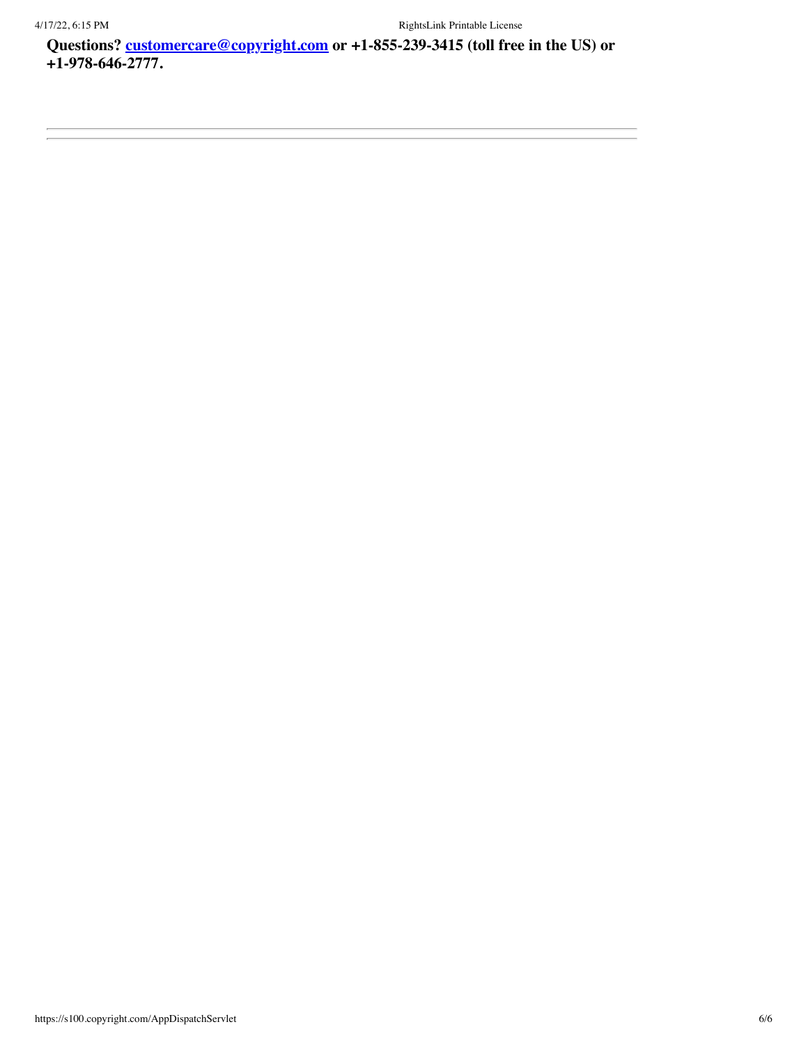**Questions? customercare@copyright.com or +1-855-239-3415 (toll free in the US) or +1-978-646-2777.**

---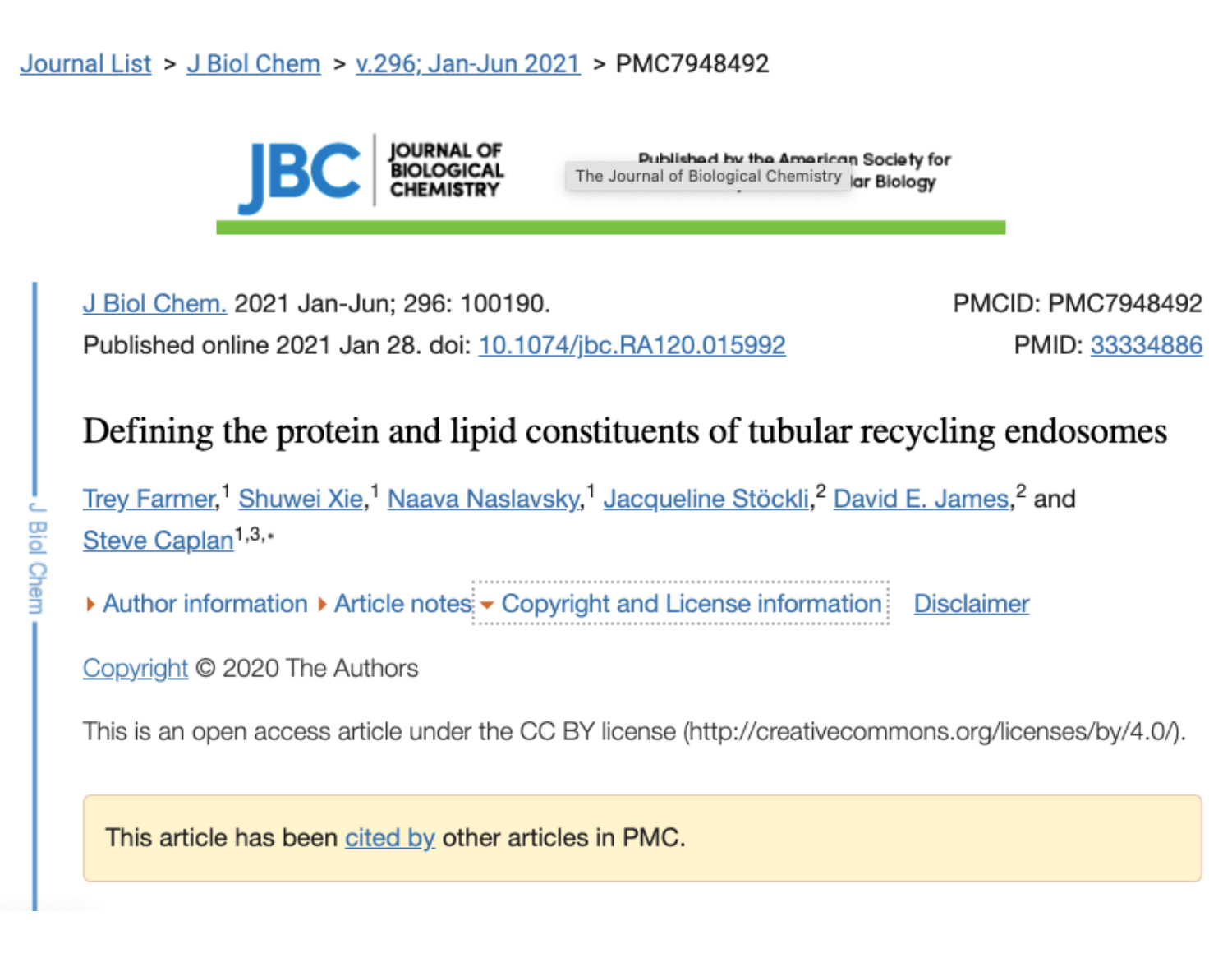Journal List > J Biol Chem > v.296; Jan-Jun 2021 > PMC7948492

JBC JOURNAL OF BIOLOGICAL CHEMISTRY — Published by the American Society for Biochemistry and Molecular Biology

J Biol Chem. 2021 Jan-Jun; 296: 100190.

Published online 2021 Jan 28. doi: 10.1074/jbc.RA120.015992

PMCID: PMC7948492

PMID: 33334886

# Defining the protein and lipid constituents of tubular recycling endosomes

Trey Farmer,[1] Shuwei Xie,[1] Naava Naslavsky,[1] Jacqueline Stöckli,[2] David E. James,[2] and Steve Caplan[1,3,*]

Author information · Article notes · Copyright and License information · Disclaimer

Copyright © 2020 The Authors

This is an open access article under the CC BY license (http://creativecommons.org/licenses/by/4.0/).

This article has been cited by other articles in PMC.